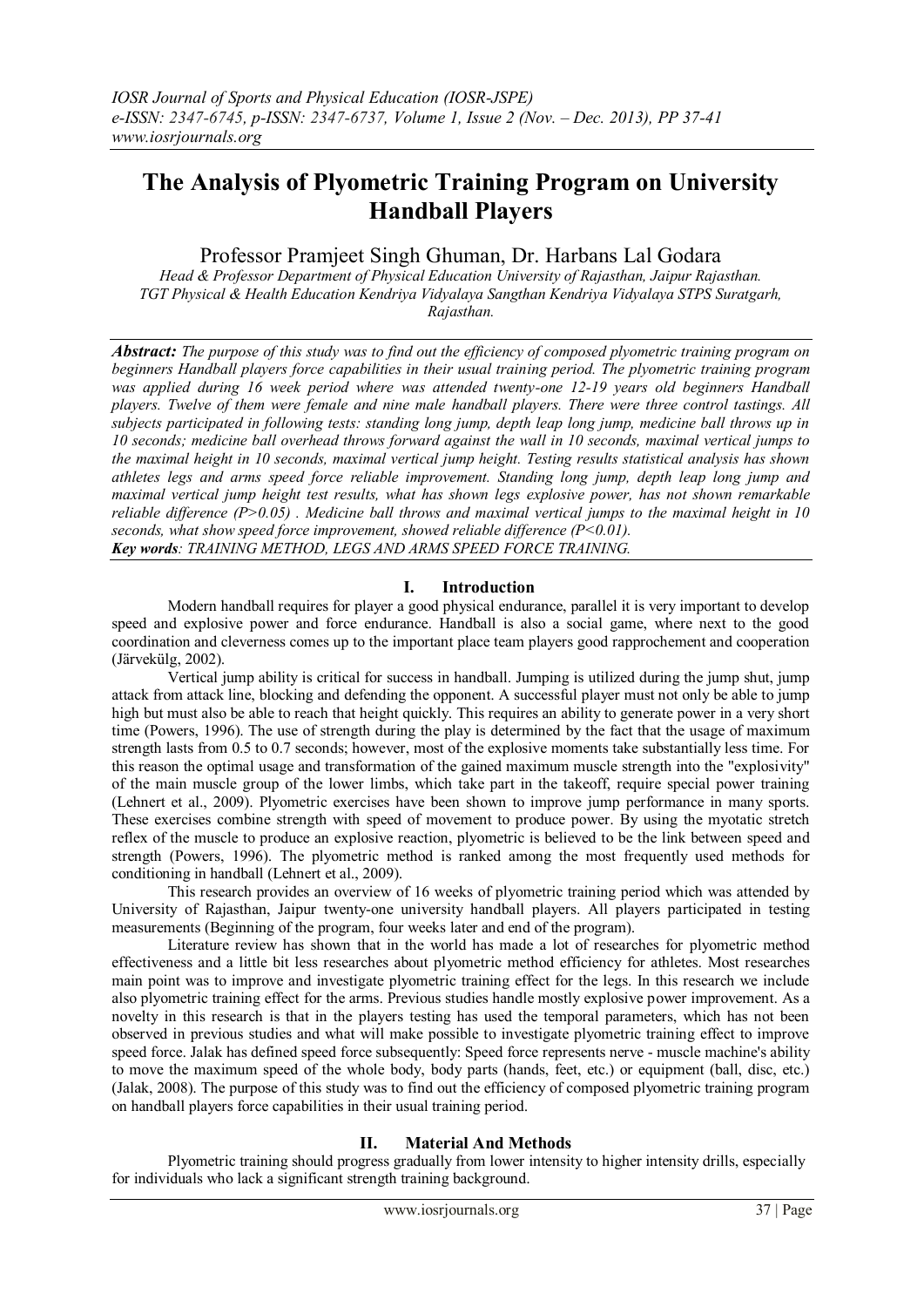# The Analysis of Plyometric Training Program on University Handball Players

Professor Pramjeet Singh Ghuman, Dr. Harbans Lal Godara

*Head & Professor Department of Physical Education University of Rajasthan, Jaipur Rajasthan.*
*TGT Physical & Health Education Kendriya Vidyalaya Sangthan Kendriya Vidyalaya STPS Suratgarh, Rajasthan.*

***Abstract:*** *The purpose of this study was to find out the efficiency of composed plyometric training program on beginners Handball players force capabilities in their usual training period. The plyometric training program was applied during 16 week period where was attended twenty-one 12-19 years old beginners Handball players. Twelve of them were female and nine male handball players. There were three control tastings. All subjects participated in following tests: standing long jump, depth leap long jump, medicine ball throws up in 10 seconds; medicine ball overhead throws forward against the wall in 10 seconds, maximal vertical jumps to the maximal height in 10 seconds, maximal vertical jump height. Testing results statistical analysis has shown athletes legs and arms speed force reliable improvement. Standing long jump, depth leap long jump and maximal vertical jump height test results, what has shown legs explosive power, has not shown remarkable reliable difference ($P>0.05$) . Medicine ball throws and maximal vertical jumps to the maximal height in 10 seconds, what show speed force improvement, showed reliable difference ($P<0.01$).*

***Key words****: TRAINING METHOD, LEGS AND ARMS SPEED FORCE TRAINING.*

## I. Introduction

Modern handball requires for player a good physical endurance, parallel it is very important to develop speed and explosive power and force endurance. Handball is also a social game, where next to the good coordination and cleverness comes up to the important place team players good rapprochement and cooperation (Järvekülg, 2002).

Vertical jump ability is critical for success in handball. Jumping is utilized during the jump shut, jump attack from attack line, blocking and defending the opponent. A successful player must not only be able to jump high but must also be able to reach that height quickly. This requires an ability to generate power in a very short time (Powers, 1996). The use of strength during the play is determined by the fact that the usage of maximum strength lasts from 0.5 to 0.7 seconds; however, most of the explosive moments take substantially less time. For this reason the optimal usage and transformation of the gained maximum muscle strength into the "explosivity" of the main muscle group of the lower limbs, which take part in the takeoff, require special power training (Lehnert et al., 2009). Plyometric exercises have been shown to improve jump performance in many sports. These exercises combine strength with speed of movement to produce power. By using the myotatic stretch reflex of the muscle to produce an explosive reaction, plyometric is believed to be the link between speed and strength (Powers, 1996). The plyometric method is ranked among the most frequently used methods for conditioning in handball (Lehnert et al., 2009).

This research provides an overview of 16 weeks of plyometric training period which was attended by University of Rajasthan, Jaipur twenty-one university handball players. All players participated in testing measurements (Beginning of the program, four weeks later and end of the program).

Literature review has shown that in the world has made a lot of researches for plyometric method effectiveness and a little bit less researches about plyometric method efficiency for athletes. Most researches main point was to improve and investigate plyometric training effect for the legs. In this research we include also plyometric training effect for the arms. Previous studies handle mostly explosive power improvement. As a novelty in this research is that in the players testing has used the temporal parameters, which has not been observed in previous studies and what will make possible to investigate plyometric training effect to improve speed force. Jalak has defined speed force subsequently: Speed force represents nerve - muscle machine's ability to move the maximum speed of the whole body, body parts (hands, feet, etc.) or equipment (ball, disc, etc.) (Jalak, 2008). The purpose of this study was to find out the efficiency of composed plyometric training program on handball players force capabilities in their usual training period.

## II. Material And Methods

Plyometric training should progress gradually from lower intensity to higher intensity drills, especially for individuals who lack a significant strength training background.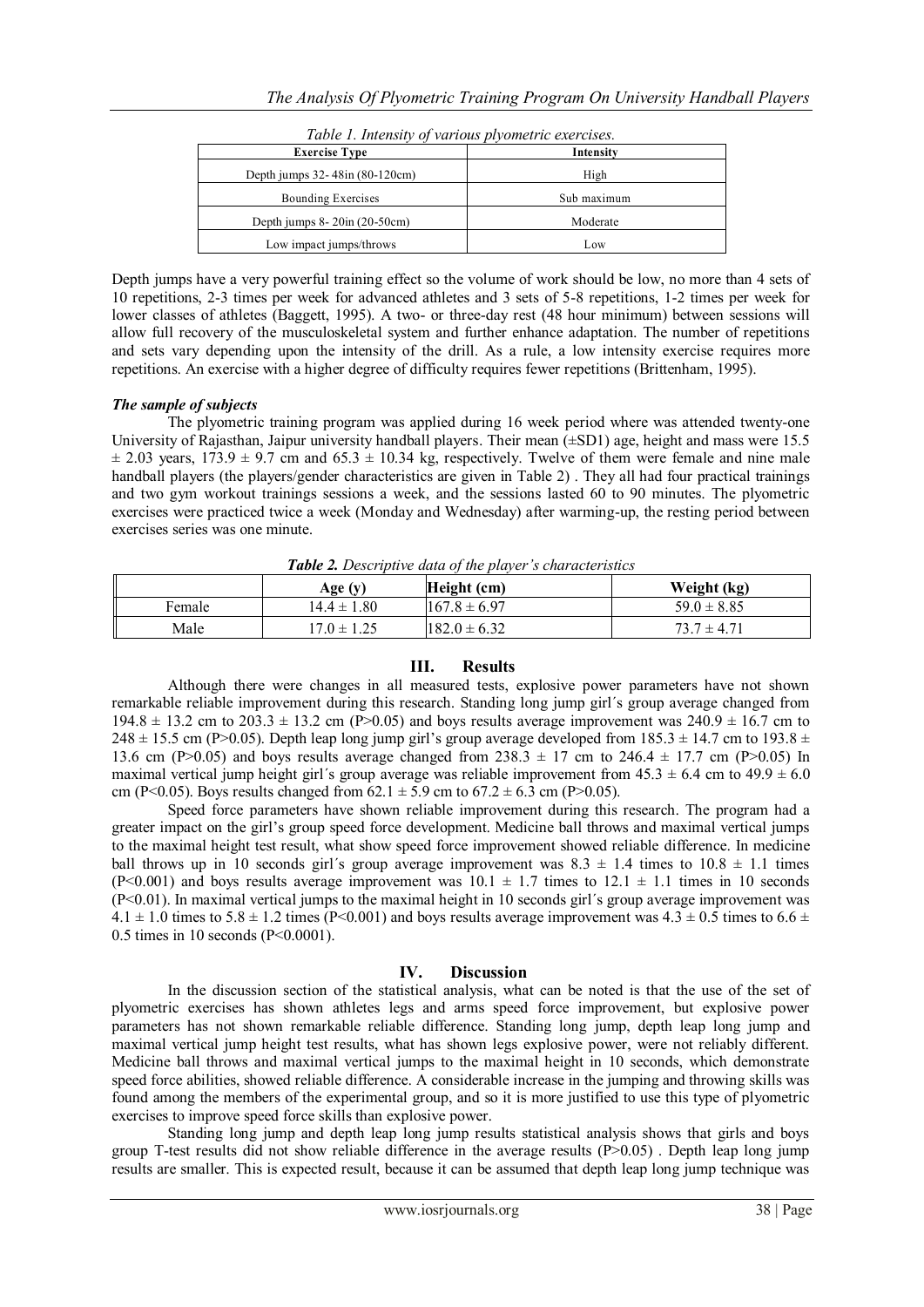*Table 1. Intensity of various plyometric exercises.*

| Exercise Type | Intensity |
|---|---|
| Depth jumps 32- 48in (80-120cm) | High |
| Bounding Exercises | Sub maximum |
| Depth jumps 8- 20in (20-50cm) | Moderate |
| Low impact jumps/throws | Low |

Depth jumps have a very powerful training effect so the volume of work should be low, no more than 4 sets of 10 repetitions, 2-3 times per week for advanced athletes and 3 sets of 5-8 repetitions, 1-2 times per week for lower classes of athletes (Baggett, 1995). A two- or three-day rest (48 hour minimum) between sessions will allow full recovery of the musculoskeletal system and further enhance adaptation. The number of repetitions and sets vary depending upon the intensity of the drill. As a rule, a low intensity exercise requires more repetitions. An exercise with a higher degree of difficulty requires fewer repetitions (Brittenham, 1995).

***The sample of subjects***

The plyometric training program was applied during 16 week period where was attended twenty-one University of Rajasthan, Jaipur university handball players. Their mean (±SD1) age, height and mass were 15.5 ± 2.03 years, 173.9 ± 9.7 cm and 65.3 ± 10.34 kg, respectively. Twelve of them were female and nine male handball players (the players/gender characteristics are given in Table 2) . They all had four practical trainings and two gym workout trainings sessions a week, and the sessions lasted 60 to 90 minutes. The plyometric exercises were practiced twice a week (Monday and Wednesday) after warming-up, the resting period between exercises series was one minute.

***Table 2.*** *Descriptive data of the player's characteristics*

| | Age (y) | Height (cm) | Weight (kg) |
|---|---|---|---|
| Female | 14.4 ± 1.80 | 167.8 ± 6.97 | 59.0 ± 8.85 |
| Male | 17.0 ± 1.25 | 182.0 ± 6.32 | 73.7 ± 4.71 |

## III. Results

Although there were changes in all measured tests, explosive power parameters have not shown remarkable reliable improvement during this research. Standing long jump girl´s group average changed from 194.8 ± 13.2 cm to 203.3 ± 13.2 cm ($P>0.05$) and boys results average improvement was 240.9 ± 16.7 cm to 248 ± 15.5 cm ($P>0.05$). Depth leap long jump girl's group average developed from 185.3 ± 14.7 cm to 193.8 ± 13.6 cm ($P>0.05$) and boys results average changed from 238.3 ± 17 cm to 246.4 ± 17.7 cm ($P>0.05$) In maximal vertical jump height girl´s group average was reliable improvement from 45.3 ± 6.4 cm to 49.9 ± 6.0 cm ($P<0.05$). Boys results changed from 62.1 ± 5.9 cm to 67.2 ± 6.3 cm ($P>0.05$).

Speed force parameters have shown reliable improvement during this research. The program had a greater impact on the girl's group speed force development. Medicine ball throws and maximal vertical jumps to the maximal height test result, what show speed force improvement showed reliable difference. In medicine ball throws up in 10 seconds girl´s group average improvement was 8.3 ± 1.4 times to 10.8 ± 1.1 times ($P<0.001$) and boys results average improvement was 10.1 ± 1.7 times to 12.1 ± 1.1 times in 10 seconds ($P<0.01$). In maximal vertical jumps to the maximal height in 10 seconds girl´s group average improvement was 4.1 ± 1.0 times to 5.8 ± 1.2 times ($P<0.001$) and boys results average improvement was 4.3 ± 0.5 times to 6.6 ± 0.5 times in 10 seconds ($P<0.0001$).

## IV. Discussion

In the discussion section of the statistical analysis, what can be noted is that the use of the set of plyometric exercises has shown athletes legs and arms speed force improvement, but explosive power parameters has not shown remarkable reliable difference. Standing long jump, depth leap long jump and maximal vertical jump height test results, what has shown legs explosive power, were not reliably different. Medicine ball throws and maximal vertical jumps to the maximal height in 10 seconds, which demonstrate speed force abilities, showed reliable difference. A considerable increase in the jumping and throwing skills was found among the members of the experimental group, and so it is more justified to use this type of plyometric exercises to improve speed force skills than explosive power.

Standing long jump and depth leap long jump results statistical analysis shows that girls and boys group T-test results did not show reliable difference in the average results ($P>0.05$) . Depth leap long jump results are smaller. This is expected result, because it can be assumed that depth leap long jump technique was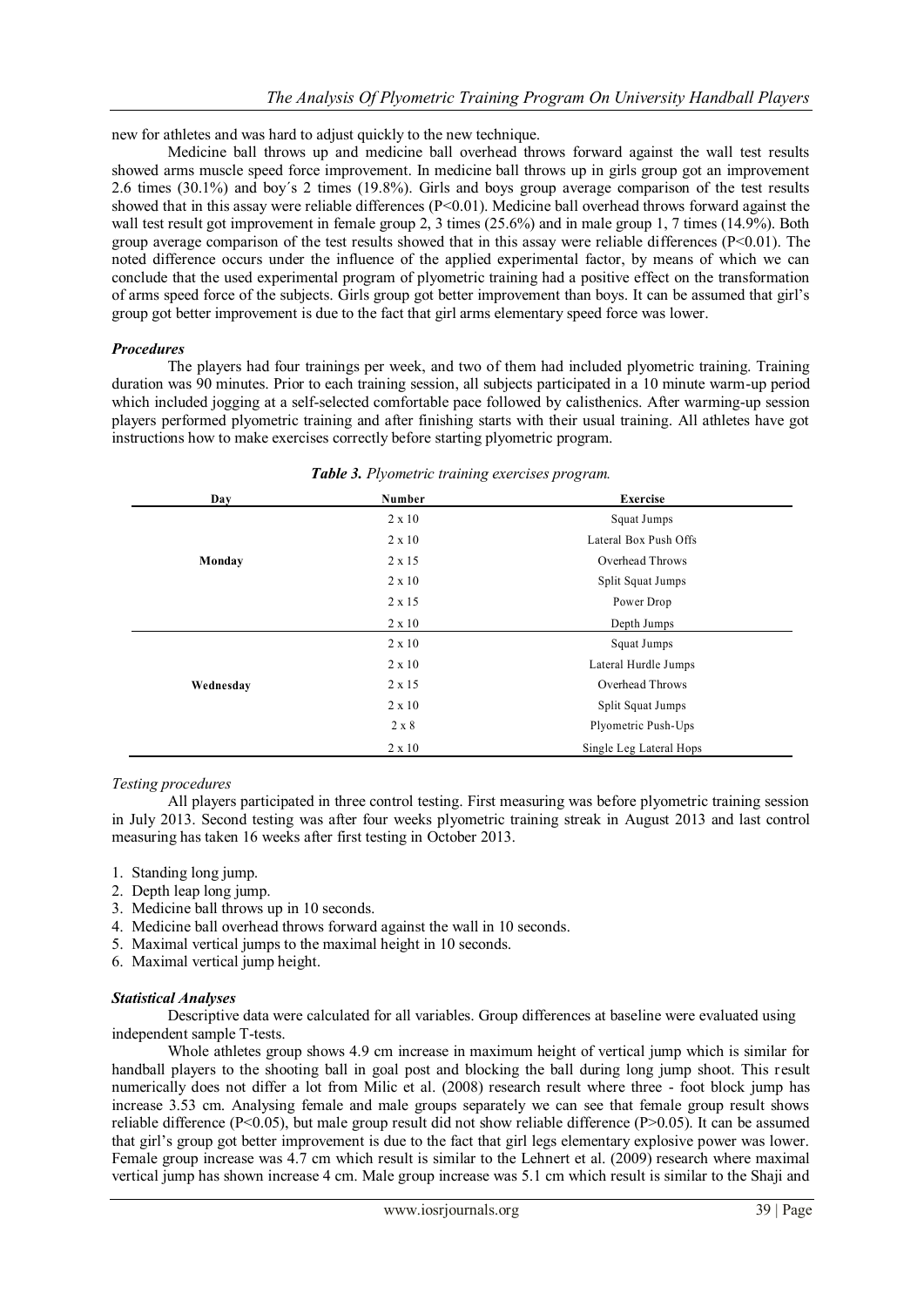new for athletes and was hard to adjust quickly to the new technique.

Medicine ball throws up and medicine ball overhead throws forward against the wall test results showed arms muscle speed force improvement. In medicine ball throws up in girls group got an improvement 2.6 times (30.1%) and boy´s 2 times (19.8%). Girls and boys group average comparison of the test results showed that in this assay were reliable differences ($P<0.01$). Medicine ball overhead throws forward against the wall test result got improvement in female group 2, 3 times (25.6%) and in male group 1, 7 times (14.9%). Both group average comparison of the test results showed that in this assay were reliable differences ($P<0.01$). The noted difference occurs under the influence of the applied experimental factor, by means of which we can conclude that the used experimental program of plyometric training had a positive effect on the transformation of arms speed force of the subjects. Girls group got better improvement than boys. It can be assumed that girl's group got better improvement is due to the fact that girl arms elementary speed force was lower.

### *Procedures*

The players had four trainings per week, and two of them had included plyometric training. Training duration was 90 minutes. Prior to each training session, all subjects participated in a 10 minute warm-up period which included jogging at a self-selected comfortable pace followed by calisthenics. After warming-up session players performed plyometric training and after finishing starts with their usual training. All athletes have got instructions how to make exercises correctly before starting plyometric program.

***Table 3.*** *Plyometric training exercises program.*

| Day | Number | Exercise |
|---|---|---|
| Monday | 2 x 10 | Squat Jumps |
| | 2 x 10 | Lateral Box Push Offs |
| | 2 x 15 | Overhead Throws |
| | 2 x 10 | Split Squat Jumps |
| | 2 x 15 | Power Drop |
| | 2 x 10 | Depth Jumps |
| Wednesday | 2 x 10 | Squat Jumps |
| | 2 x 10 | Lateral Hurdle Jumps |
| | 2 x 15 | Overhead Throws |
| | 2 x 10 | Split Squat Jumps |
| | 2 x 8 | Plyometric Push-Ups |
| | 2 x 10 | Single Leg Lateral Hops |

*Testing procedures*

All players participated in three control testing. First measuring was before plyometric training session in July 2013. Second testing was after four weeks plyometric training streak in August 2013 and last control measuring has taken 16 weeks after first testing in October 2013.

1. Standing long jump.
2. Depth leap long jump.
3. Medicine ball throws up in 10 seconds.
4. Medicine ball overhead throws forward against the wall in 10 seconds.
5. Maximal vertical jumps to the maximal height in 10 seconds.
6. Maximal vertical jump height.

### *Statistical Analyses*

Descriptive data were calculated for all variables. Group differences at baseline were evaluated using independent sample T-tests.

Whole athletes group shows 4.9 cm increase in maximum height of vertical jump which is similar for handball players to the shooting ball in goal post and blocking the ball during long jump shoot. This result numerically does not differ a lot from Milic et al. (2008) research result where three - foot block jump has increase 3.53 cm. Analysing female and male groups separately we can see that female group result shows reliable difference ($P<0.05$), but male group result did not show reliable difference ($P>0.05$). It can be assumed that girl's group got better improvement is due to the fact that girl legs elementary explosive power was lower. Female group increase was 4.7 cm which result is similar to the Lehnert et al. (2009) research where maximal vertical jump has shown increase 4 cm. Male group increase was 5.1 cm which result is similar to the Shaji and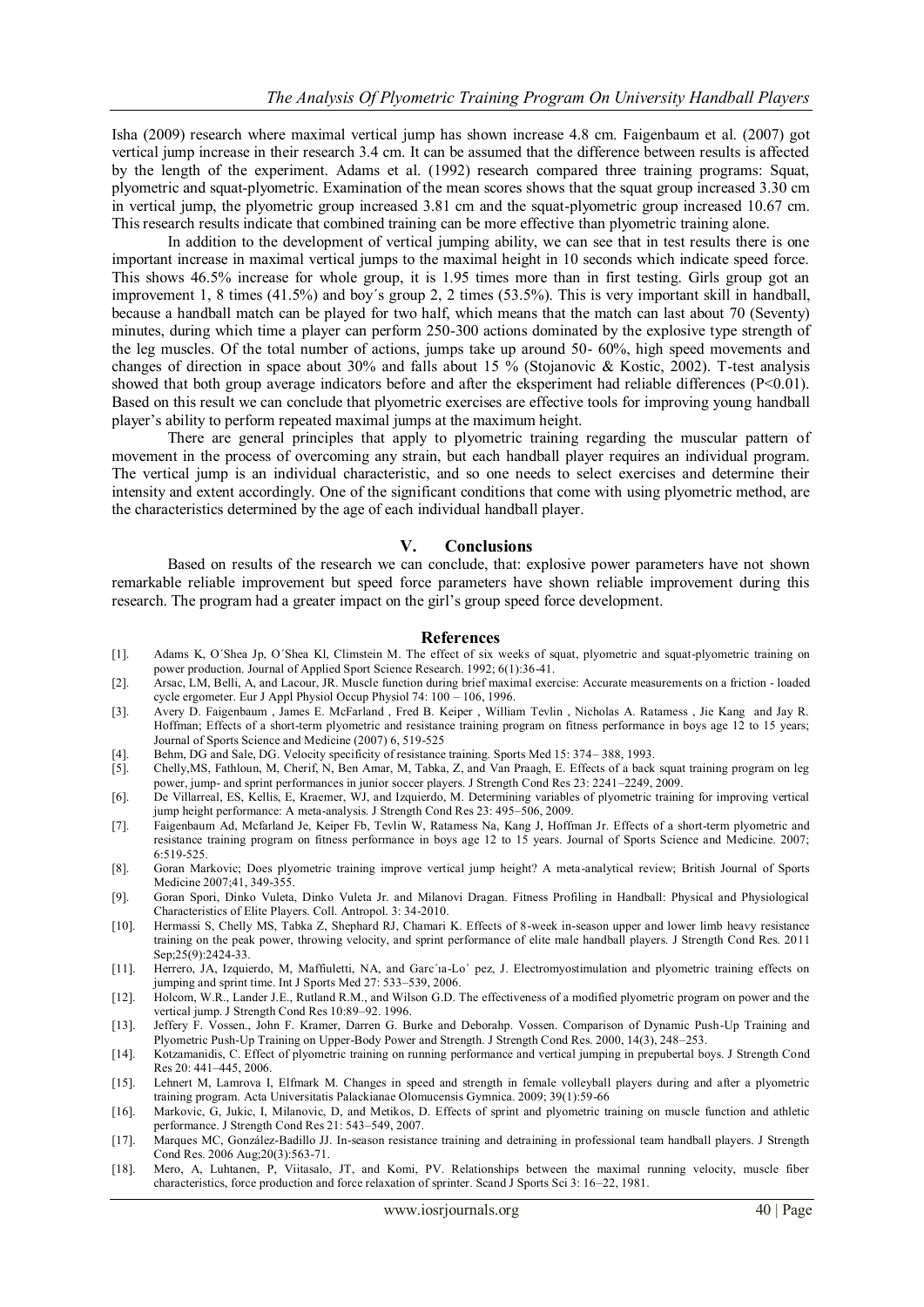Isha (2009) research where maximal vertical jump has shown increase 4.8 cm. Faigenbaum et al. (2007) got vertical jump increase in their research 3.4 cm. It can be assumed that the difference between results is affected by the length of the experiment. Adams et al. (1992) research compared three training programs: Squat, plyometric and squat-plyometric. Examination of the mean scores shows that the squat group increased 3.30 cm in vertical jump, the plyometric group increased 3.81 cm and the squat-plyometric group increased 10.67 cm. This research results indicate that combined training can be more effective than plyometric training alone.

In addition to the development of vertical jumping ability, we can see that in test results there is one important increase in maximal vertical jumps to the maximal height in 10 seconds which indicate speed force. This shows 46.5% increase for whole group, it is 1.95 times more than in first testing. Girls group got an improvement 1, 8 times (41.5%) and boy´s group 2, 2 times (53.5%). This is very important skill in handball, because a handball match can be played for two half, which means that the match can last about 70 (Seventy) minutes, during which time a player can perform 250-300 actions dominated by the explosive type strength of the leg muscles. Of the total number of actions, jumps take up around 50- 60%, high speed movements and changes of direction in space about 30% and falls about 15 % (Stojanovic & Kostic, 2002). T-test analysis showed that both group average indicators before and after the eksperiment had reliable differences ($P<0.01$). Based on this result we can conclude that plyometric exercises are effective tools for improving young handball player's ability to perform repeated maximal jumps at the maximum height.

There are general principles that apply to plyometric training regarding the muscular pattern of movement in the process of overcoming any strain, but each handball player requires an individual program. The vertical jump is an individual characteristic, and so one needs to select exercises and determine their intensity and extent accordingly. One of the significant conditions that come with using plyometric method, are the characteristics determined by the age of each individual handball player.

## V. Conclusions

Based on results of the research we can conclude, that: explosive power parameters have not shown remarkable reliable improvement but speed force parameters have shown reliable improvement during this research. The program had a greater impact on the girl's group speed force development.

## References

[1]. Adams K, O´Shea Jp, O´Shea Kl, Climstein M. The effect of six weeks of squat, plyometric and squat-plyometric training on power production. Journal of Applied Sport Science Research. 1992; 6(1):36-41.

[2]. Arsac, LM, Belli, A, and Lacour, JR. Muscle function during brief maximal exercise: Accurate measurements on a friction - loaded cycle ergometer. Eur J Appl Physiol Occup Physiol 74: 100 – 106, 1996.

[3]. Avery D. Faigenbaum , James E. McFarland , Fred B. Keiper , William Tevlin , Nicholas A. Ratamess , Jie Kang and Jay R. Hoffman; Effects of a short-term plyometric and resistance training program on fitness performance in boys age 12 to 15 years; Journal of Sports Science and Medicine (2007) 6, 519-525

[4]. Behm, DG and Sale, DG. Velocity specificity of resistance training. Sports Med 15: 374– 388, 1993.

[5]. Chelly,MS, Fathloun, M, Cherif, N, Ben Amar, M, Tabka, Z, and Van Praagh, E. Effects of a back squat training program on leg power, jump- and sprint performances in junior soccer players. J Strength Cond Res 23: 2241–2249, 2009.

[6]. De Villarreal, ES, Kellis, E, Kraemer, WJ, and Izquierdo, M. Determining variables of plyometric training for improving vertical jump height performance: A meta-analysis. J Strength Cond Res 23: 495–506, 2009.

[7]. Faigenbaum Ad, Mcfarland Je, Keiper Fb, Tevlin W, Ratamess Na, Kang J, Hoffman Jr. Effects of a short-term plyometric and resistance training program on fitness performance in boys age 12 to 15 years. Journal of Sports Science and Medicine. 2007; 6:519-525.

[8]. Goran Markovic; Does plyometric training improve vertical jump height? A meta-analytical review; British Journal of Sports Medicine 2007;41, 349-355.

[9]. Goran Spori, Dinko Vuleta, Dinko Vuleta Jr. and Milanovi Dragan. Fitness Profiling in Handball: Physical and Physiological Characteristics of Elite Players. Coll. Antropol. 3: 34-2010.

[10]. Hermassi S, Chelly MS, Tabka Z, Shephard RJ, Chamari K. Effects of 8-week in-season upper and lower limb heavy resistance training on the peak power, throwing velocity, and sprint performance of elite male handball players. J Strength Cond Res. 2011 Sep;25(9):2424-33.

[11]. Herrero, JA, Izquierdo, M, Maffiuletti, NA, and Garc´ıa-Lo´ pez, J. Electromyostimulation and plyometric training effects on jumping and sprint time. Int J Sports Med 27: 533–539, 2006.

[12]. Holcom, W.R., Lander J.E., Rutland R.M., and Wilson G.D. The effectiveness of a modified plyometric program on power and the vertical jump. J Strength Cond Res 10:89–92. 1996.

[13]. Jeffery F. Vossen., John F. Kramer, Darren G. Burke and Deborahp. Vossen. Comparison of Dynamic Push-Up Training and Plyometric Push-Up Training on Upper-Body Power and Strength. J Strength Cond Res. 2000, 14(3), 248–253.

[14]. Kotzamanidis, C. Effect of plyometric training on running performance and vertical jumping in prepubertal boys. J Strength Cond Res 20: 441–445, 2006.

[15]. Lehnert M, Lamrova I, Elfmark M. Changes in speed and strength in female volleyball players during and after a plyometric training program. Acta Universitatis Palackianae Olomucensis Gymnica. 2009; 39(1):59-66

[16]. Markovic, G, Jukic, I, Milanovic, D, and Metikos, D. Effects of sprint and plyometric training on muscle function and athletic performance. J Strength Cond Res 21: 543–549, 2007.

[17]. Marques MC, González-Badillo JJ. In-season resistance training and detraining in professional team handball players. J Strength Cond Res. 2006 Aug;20(3):563-71.

[18]. Mero, A, Luhtanen, P, Viitasalo, JT, and Komi, PV. Relationships between the maximal running velocity, muscle fiber characteristics, force production and force relaxation of sprinter. Scand J Sports Sci 3: 16–22, 1981.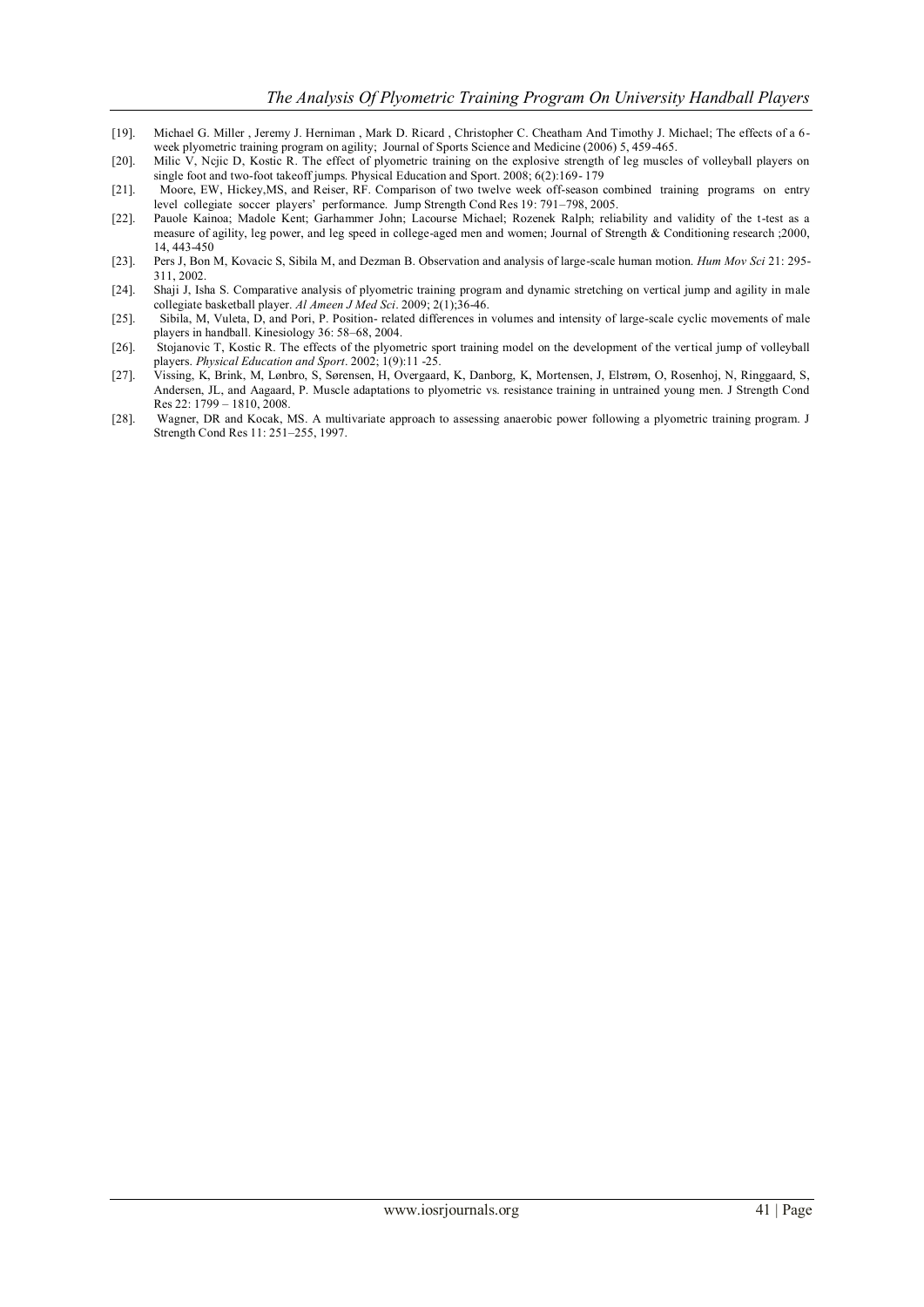[19]. Michael G. Miller , Jeremy J. Herniman , Mark D. Ricard , Christopher C. Cheatham And Timothy J. Michael; The effects of a 6-week plyometric training program on agility; Journal of Sports Science and Medicine (2006) 5, 459-465.

[20]. Milic V, Ncjic D, Kostic R. The effect of plyometric training on the explosive strength of leg muscles of volleyball players on single foot and two-foot takeoff jumps. Physical Education and Sport. 2008; 6(2):169- 179

[21]. Moore, EW, Hickey,MS, and Reiser, RF. Comparison of two twelve week off-season combined training programs on entry level collegiate soccer players' performance. Jump Strength Cond Res 19: 791–798, 2005.

[22]. Pauole Kainoa; Madole Kent; Garhammer John; Lacourse Michael; Rozenek Ralph; reliability and validity of the t-test as a measure of agility, leg power, and leg speed in college-aged men and women; Journal of Strength & Conditioning research ;2000, 14, 443-450

[23]. Pers J, Bon M, Kovacic S, Sibila M, and Dezman B. Observation and analysis of large-scale human motion. *Hum Mov Sci* 21: 295-311, 2002.

[24]. Shaji J, Isha S. Comparative analysis of plyometric training program and dynamic stretching on vertical jump and agility in male collegiate basketball player. *Al Ameen J Med Sci*. 2009; 2(1);36-46.

[25]. Sibila, M, Vuleta, D, and Pori, P. Position- related differences in volumes and intensity of large-scale cyclic movements of male players in handball. Kinesiology 36: 58–68, 2004.

[26]. Stojanovic T, Kostic R. The effects of the plyometric sport training model on the development of the vertical jump of volleyball players. *Physical Education and Sport*. 2002; 1(9):11 -25.

[27]. Vissing, K, Brink, M, Lønbro, S, Sørensen, H, Overgaard, K, Danborg, K, Mortensen, J, Elstrøm, O, Rosenhoj, N, Ringgaard, S, Andersen, JL, and Aagaard, P. Muscle adaptations to plyometric vs. resistance training in untrained young men. J Strength Cond Res 22: 1799 – 1810, 2008.

[28]. Wagner, DR and Kocak, MS. A multivariate approach to assessing anaerobic power following a plyometric training program. J Strength Cond Res 11: 251–255, 1997.